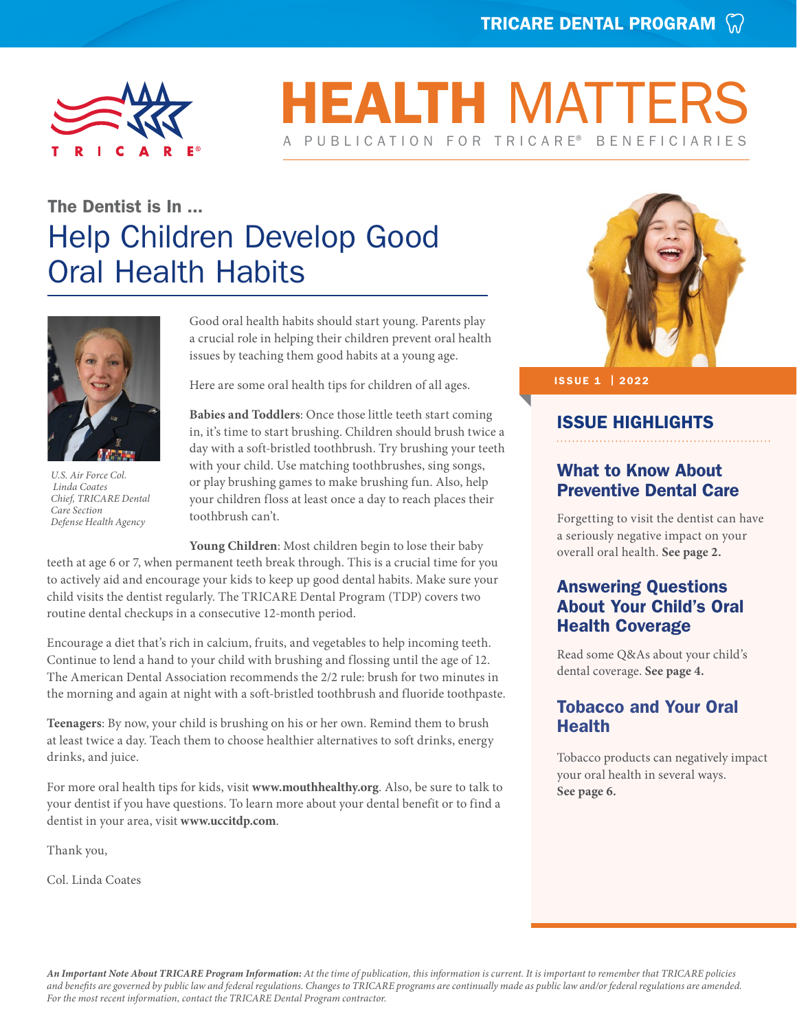TRICARE DENTAL PROGRAM

# HEALTH MATTERS

A PUBLICATION FOR TRICARE® BENEFICIARIES

## The Dentist is In ...

# Help Children Develop Good Oral Health Habits

*U.S. Air Force Col. Linda Coates*
*Chief, TRICARE Dental Care Section*
*Defense Health Agency*

Good oral health habits should start young. Parents play a crucial role in helping their children prevent oral health issues by teaching them good habits at a young age.

Here are some oral health tips for children of all ages.

**Babies and Toddlers**: Once those little teeth start coming in, it's time to start brushing. Children should brush twice a day with a soft-bristled toothbrush. Try brushing your teeth with your child. Use matching toothbrushes, sing songs, or play brushing games to make brushing fun. Also, help your children floss at least once a day to reach places their toothbrush can't.

**Young Children**: Most children begin to lose their baby teeth at age 6 or 7, when permanent teeth break through. This is a crucial time for you to actively aid and encourage your kids to keep up good dental habits. Make sure your child visits the dentist regularly. The TRICARE Dental Program (TDP) covers two routine dental checkups in a consecutive 12-month period.

Encourage a diet that's rich in calcium, fruits, and vegetables to help incoming teeth. Continue to lend a hand to your child with brushing and flossing until the age of 12. The American Dental Association recommends the 2/2 rule: brush for two minutes in the morning and again at night with a soft-bristled toothbrush and fluoride toothpaste.

**Teenagers**: By now, your child is brushing on his or her own. Remind them to brush at least twice a day. Teach them to choose healthier alternatives to soft drinks, energy drinks, and juice.

For more oral health tips for kids, visit **www.mouthhealthy.org**. Also, be sure to talk to your dentist if you have questions. To learn more about your dental benefit or to find a dentist in your area, visit **www.uccitdp.com**.

Thank you,

Col. Linda Coates

**ISSUE 1 | 2022**

## ISSUE HIGHLIGHTS

### What to Know About Preventive Dental Care

Forgetting to visit the dentist can have a seriously negative impact on your overall oral health. **See page 2.**

### Answering Questions About Your Child's Oral Health Coverage

Read some Q&As about your child's dental coverage. **See page 4.**

### Tobacco and Your Oral Health

Tobacco products can negatively impact your oral health in several ways. **See page 6.**

***An Important Note About TRICARE Program Information:*** *At the time of publication, this information is current. It is important to remember that TRICARE policies and benefits are governed by public law and federal regulations. Changes to TRICARE programs are continually made as public law and/or federal regulations are amended. For the most recent information, contact the TRICARE Dental Program contractor.*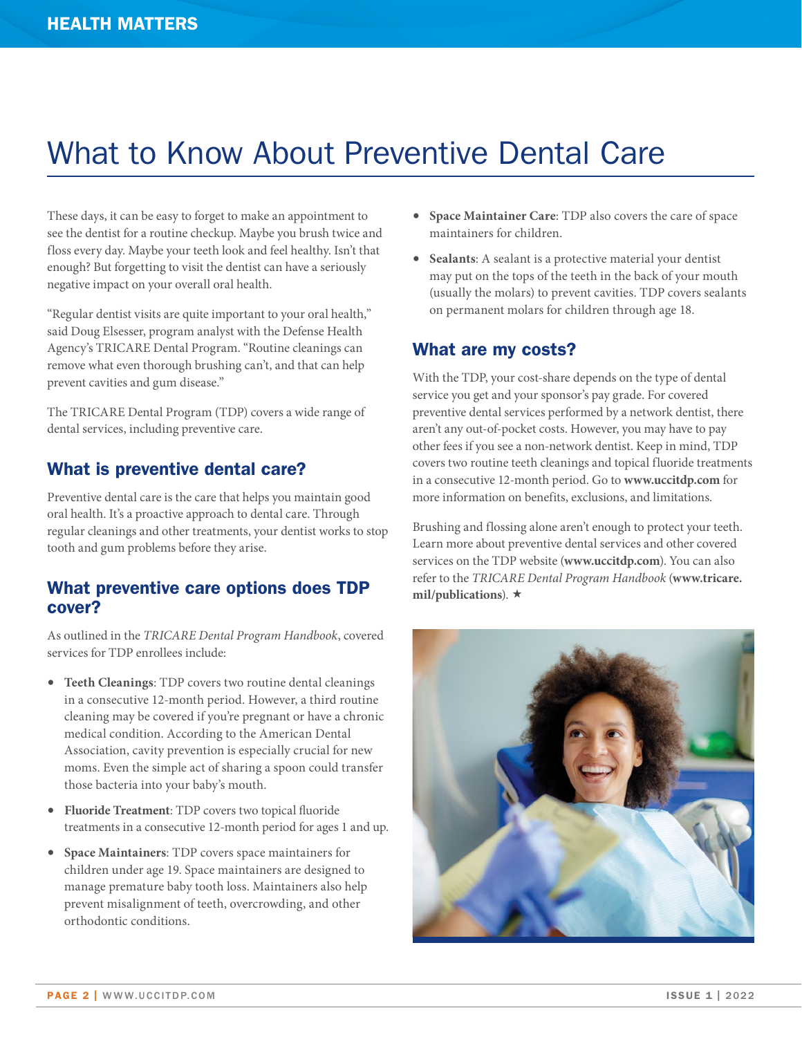# What to Know About Preventive Dental Care

These days, it can be easy to forget to make an appointment to see the dentist for a routine checkup. Maybe you brush twice and floss every day. Maybe your teeth look and feel healthy. Isn't that enough? But forgetting to visit the dentist can have a seriously negative impact on your overall oral health.

"Regular dentist visits are quite important to your oral health," said Doug Elsesser, program analyst with the Defense Health Agency's TRICARE Dental Program. "Routine cleanings can remove what even thorough brushing can't, and that can help prevent cavities and gum disease."

The TRICARE Dental Program (TDP) covers a wide range of dental services, including preventive care.

## What is preventive dental care?

Preventive dental care is the care that helps you maintain good oral health. It's a proactive approach to dental care. Through regular cleanings and other treatments, your dentist works to stop tooth and gum problems before they arise.

## What preventive care options does TDP cover?

As outlined in the *TRICARE Dental Program Handbook*, covered services for TDP enrollees include:

- **Teeth Cleanings**: TDP covers two routine dental cleanings in a consecutive 12-month period. However, a third routine cleaning may be covered if you're pregnant or have a chronic medical condition. According to the American Dental Association, cavity prevention is especially crucial for new moms. Even the simple act of sharing a spoon could transfer those bacteria into your baby's mouth.
- **Fluoride Treatment**: TDP covers two topical fluoride treatments in a consecutive 12-month period for ages 1 and up.
- **Space Maintainers**: TDP covers space maintainers for children under age 19. Space maintainers are designed to manage premature baby tooth loss. Maintainers also help prevent misalignment of teeth, overcrowding, and other orthodontic conditions.
- **Space Maintainer Care**: TDP also covers the care of space maintainers for children.
- **Sealants**: A sealant is a protective material your dentist may put on the tops of the teeth in the back of your mouth (usually the molars) to prevent cavities. TDP covers sealants on permanent molars for children through age 18.

## What are my costs?

With the TDP, your cost-share depends on the type of dental service you get and your sponsor's pay grade. For covered preventive dental services performed by a network dentist, there aren't any out-of-pocket costs. However, you may have to pay other fees if you see a non-network dentist. Keep in mind, TDP covers two routine teeth cleanings and topical fluoride treatments in a consecutive 12-month period. Go to **www.uccitdp.com** for more information on benefits, exclusions, and limitations.

Brushing and flossing alone aren't enough to protect your teeth. Learn more about preventive dental services and other covered services on the TDP website (**www.uccitdp.com**). You can also refer to the *TRICARE Dental Program Handbook* (**www.tricare.mil/publications**). ★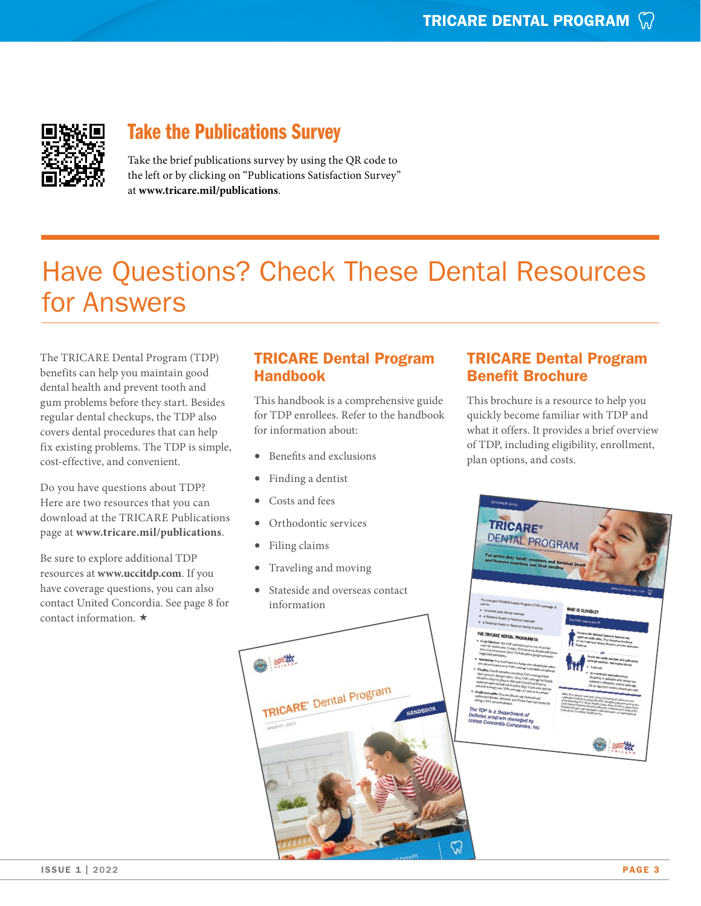## Take the Publications Survey

Take the brief publications survey by using the QR code to the left or by clicking on "Publications Satisfaction Survey" at **www.tricare.mil/publications**.

# Have Questions? Check These Dental Resources for Answers

The TRICARE Dental Program (TDP) benefits can help you maintain good dental health and prevent tooth and gum problems before they start. Besides regular dental checkups, the TDP also covers dental procedures that can help fix existing problems. The TDP is simple, cost-effective, and convenient.

Do you have questions about TDP? Here are two resources that you can download at the TRICARE Publications page at **www.tricare.mil/publications**.

Be sure to explore additional TDP resources at **www.uccitdp.com**. If you have coverage questions, you can also contact United Concordia. See page 8 for contact information. ★

## TRICARE Dental Program Handbook

This handbook is a comprehensive guide for TDP enrollees. Refer to the handbook for information about:

- Benefits and exclusions
- Finding a dentist
- Costs and fees
- Orthodontic services
- Filing claims
- Traveling and moving
- Stateside and overseas contact information

## TRICARE Dental Program Benefit Brochure

This brochure is a resource to help you quickly become familiar with TDP and what it offers. It provides a brief overview of TDP, including eligibility, enrollment, plan options, and costs.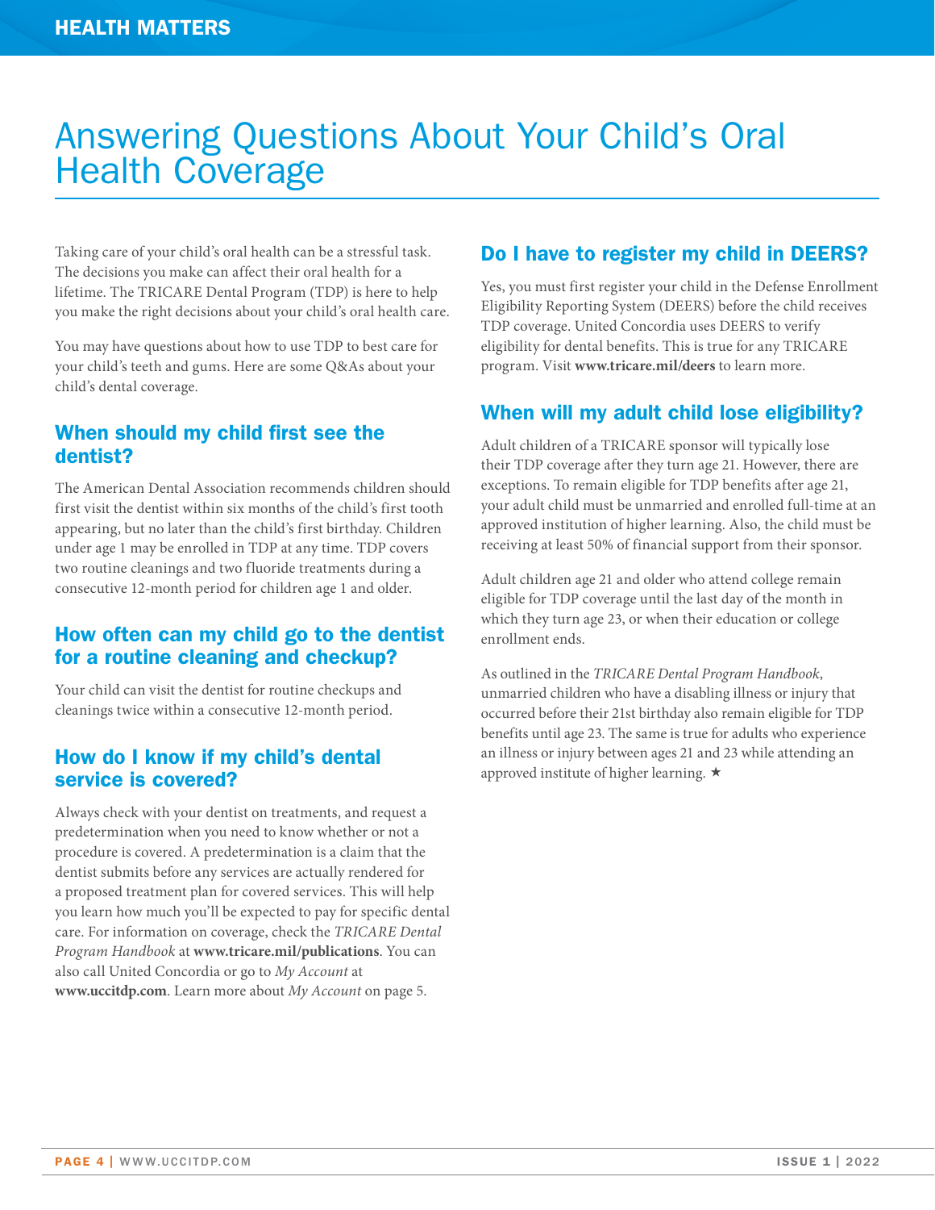# Answering Questions About Your Child's Oral Health Coverage

Taking care of your child's oral health can be a stressful task. The decisions you make can affect their oral health for a lifetime. The TRICARE Dental Program (TDP) is here to help you make the right decisions about your child's oral health care.

You may have questions about how to use TDP to best care for your child's teeth and gums. Here are some Q&As about your child's dental coverage.

## When should my child first see the dentist?

The American Dental Association recommends children should first visit the dentist within six months of the child's first tooth appearing, but no later than the child's first birthday. Children under age 1 may be enrolled in TDP at any time. TDP covers two routine cleanings and two fluoride treatments during a consecutive 12-month period for children age 1 and older.

## How often can my child go to the dentist for a routine cleaning and checkup?

Your child can visit the dentist for routine checkups and cleanings twice within a consecutive 12-month period.

## How do I know if my child's dental service is covered?

Always check with your dentist on treatments, and request a predetermination when you need to know whether or not a procedure is covered. A predetermination is a claim that the dentist submits before any services are actually rendered for a proposed treatment plan for covered services. This will help you learn how much you'll be expected to pay for specific dental care. For information on coverage, check the *TRICARE Dental Program Handbook* at **www.tricare.mil/publications**. You can also call United Concordia or go to *My Account* at **www.uccitdp.com**. Learn more about *My Account* on page 5.

## Do I have to register my child in DEERS?

Yes, you must first register your child in the Defense Enrollment Eligibility Reporting System (DEERS) before the child receives TDP coverage. United Concordia uses DEERS to verify eligibility for dental benefits. This is true for any TRICARE program. Visit **www.tricare.mil/deers** to learn more.

## When will my adult child lose eligibility?

Adult children of a TRICARE sponsor will typically lose their TDP coverage after they turn age 21. However, there are exceptions. To remain eligible for TDP benefits after age 21, your adult child must be unmarried and enrolled full-time at an approved institution of higher learning. Also, the child must be receiving at least 50% of financial support from their sponsor.

Adult children age 21 and older who attend college remain eligible for TDP coverage until the last day of the month in which they turn age 23, or when their education or college enrollment ends.

As outlined in the *TRICARE Dental Program Handbook*, unmarried children who have a disabling illness or injury that occurred before their 21st birthday also remain eligible for TDP benefits until age 23. The same is true for adults who experience an illness or injury between ages 21 and 23 while attending an approved institute of higher learning. ★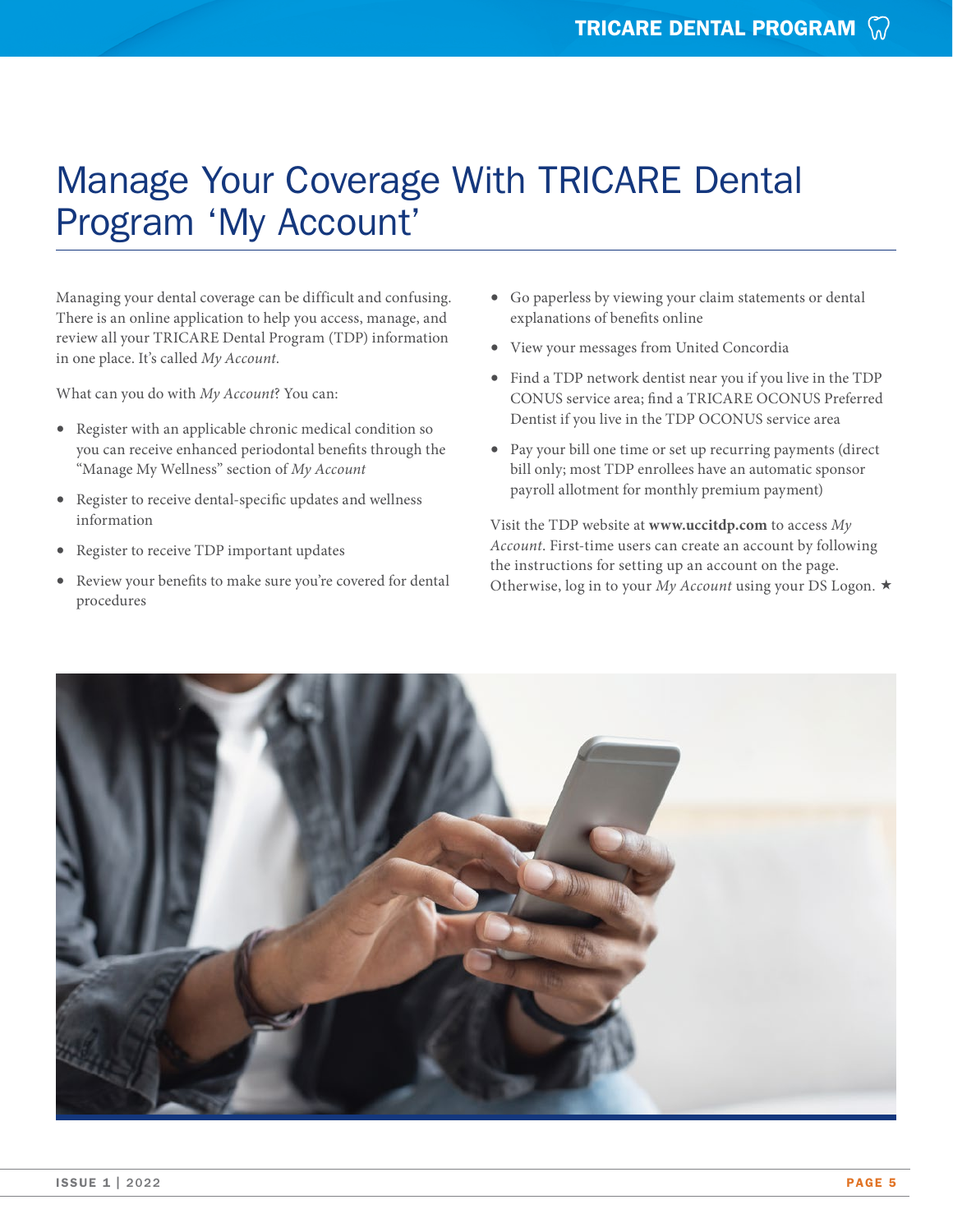# Manage Your Coverage With TRICARE Dental Program 'My Account'

Managing your dental coverage can be difficult and confusing. There is an online application to help you access, manage, and review all your TRICARE Dental Program (TDP) information in one place. It's called *My Account*.

What can you do with *My Account*? You can:

- Register with an applicable chronic medical condition so you can receive enhanced periodontal benefits through the "Manage My Wellness" section of *My Account*
- Register to receive dental-specific updates and wellness information
- Register to receive TDP important updates
- Review your benefits to make sure you're covered for dental procedures
- Go paperless by viewing your claim statements or dental explanations of benefits online
- View your messages from United Concordia
- Find a TDP network dentist near you if you live in the TDP CONUS service area; find a TRICARE OCONUS Preferred Dentist if you live in the TDP OCONUS service area
- Pay your bill one time or set up recurring payments (direct bill only; most TDP enrollees have an automatic sponsor payroll allotment for monthly premium payment)

Visit the TDP website at **www.uccitdp.com** to access *My Account*. First-time users can create an account by following the instructions for setting up an account on the page. Otherwise, log in to your *My Account* using your DS Logon. ★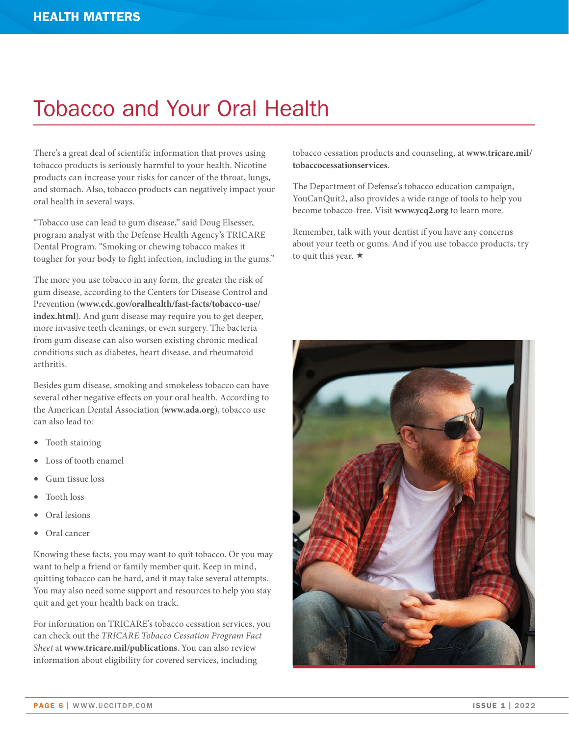# Tobacco and Your Oral Health

There's a great deal of scientific information that proves using tobacco products is seriously harmful to your health. Nicotine products can increase your risks for cancer of the throat, lungs, and stomach. Also, tobacco products can negatively impact your oral health in several ways.

"Tobacco use can lead to gum disease," said Doug Elsesser, program analyst with the Defense Health Agency's TRICARE Dental Program. "Smoking or chewing tobacco makes it tougher for your body to fight infection, including in the gums."

The more you use tobacco in any form, the greater the risk of gum disease, according to the Centers for Disease Control and Prevention (**www.cdc.gov/oralhealth/fast-facts/tobacco-use/index.html**). And gum disease may require you to get deeper, more invasive teeth cleanings, or even surgery. The bacteria from gum disease can also worsen existing chronic medical conditions such as diabetes, heart disease, and rheumatoid arthritis.

Besides gum disease, smoking and smokeless tobacco can have several other negative effects on your oral health. According to the American Dental Association (**www.ada.org**), tobacco use can also lead to:

- Tooth staining
- Loss of tooth enamel
- Gum tissue loss
- Tooth loss
- Oral lesions
- Oral cancer

Knowing these facts, you may want to quit tobacco. Or you may want to help a friend or family member quit. Keep in mind, quitting tobacco can be hard, and it may take several attempts. You may also need some support and resources to help you stay quit and get your health back on track.

For information on TRICARE's tobacco cessation services, you can check out the *TRICARE Tobacco Cessation Program Fact Sheet* at **www.tricare.mil/publications**. You can also review information about eligibility for covered services, including tobacco cessation products and counseling, at **www.tricare.mil/tobaccocessationservices**.

The Department of Defense's tobacco education campaign, YouCanQuit2, also provides a wide range of tools to help you become tobacco-free. Visit **www.ycq2.org** to learn more.

Remember, talk with your dentist if you have any concerns about your teeth or gums. And if you use tobacco products, try to quit this year. ★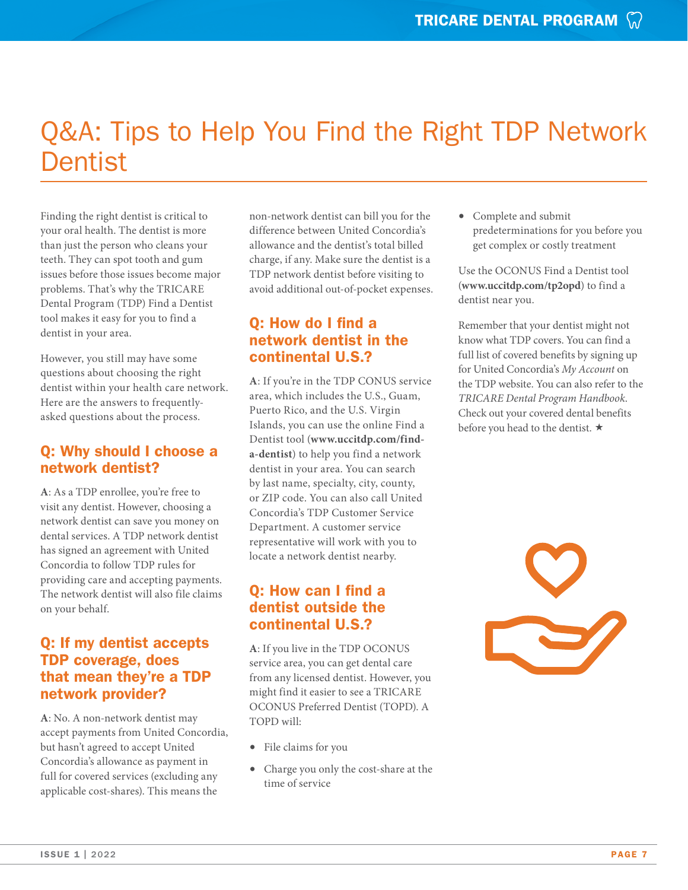# Q&A: Tips to Help You Find the Right TDP Network Dentist

Finding the right dentist is critical to your oral health. The dentist is more than just the person who cleans your teeth. They can spot tooth and gum issues before those issues become major problems. That's why the TRICARE Dental Program (TDP) Find a Dentist tool makes it easy for you to find a dentist in your area.

However, you still may have some questions about choosing the right dentist within your health care network. Here are the answers to frequently-asked questions about the process.

## Q: Why should I choose a network dentist?

**A**: As a TDP enrollee, you're free to visit any dentist. However, choosing a network dentist can save you money on dental services. A TDP network dentist has signed an agreement with United Concordia to follow TDP rules for providing care and accepting payments. The network dentist will also file claims on your behalf.

## Q: If my dentist accepts TDP coverage, does that mean they're a TDP network provider?

**A**: No. A non-network dentist may accept payments from United Concordia, but hasn't agreed to accept United Concordia's allowance as payment in full for covered services (excluding any applicable cost-shares). This means the non-network dentist can bill you for the difference between United Concordia's allowance and the dentist's total billed charge, if any. Make sure the dentist is a TDP network dentist before visiting to avoid additional out-of-pocket expenses.

## Q: How do I find a network dentist in the continental U.S.?

**A**: If you're in the TDP CONUS service area, which includes the U.S., Guam, Puerto Rico, and the U.S. Virgin Islands, you can use the online Find a Dentist tool (**www.uccitdp.com/find-a-dentist**) to help you find a network dentist in your area. You can search by last name, specialty, city, county, or ZIP code. You can also call United Concordia's TDP Customer Service Department. A customer service representative will work with you to locate a network dentist nearby.

## Q: How can I find a dentist outside the continental U.S.?

**A**: If you live in the TDP OCONUS service area, you can get dental care from any licensed dentist. However, you might find it easier to see a TRICARE OCONUS Preferred Dentist (TOPD). A TOPD will:

- File claims for you
- Charge you only the cost-share at the time of service
- Complete and submit predeterminations for you before you get complex or costly treatment

Use the OCONUS Find a Dentist tool (**www.uccitdp.com/tp2opd**) to find a dentist near you.

Remember that your dentist might not know what TDP covers. You can find a full list of covered benefits by signing up for United Concordia's *My Account* on the TDP website. You can also refer to the *TRICARE Dental Program Handbook*. Check out your covered dental benefits before you head to the dentist. ★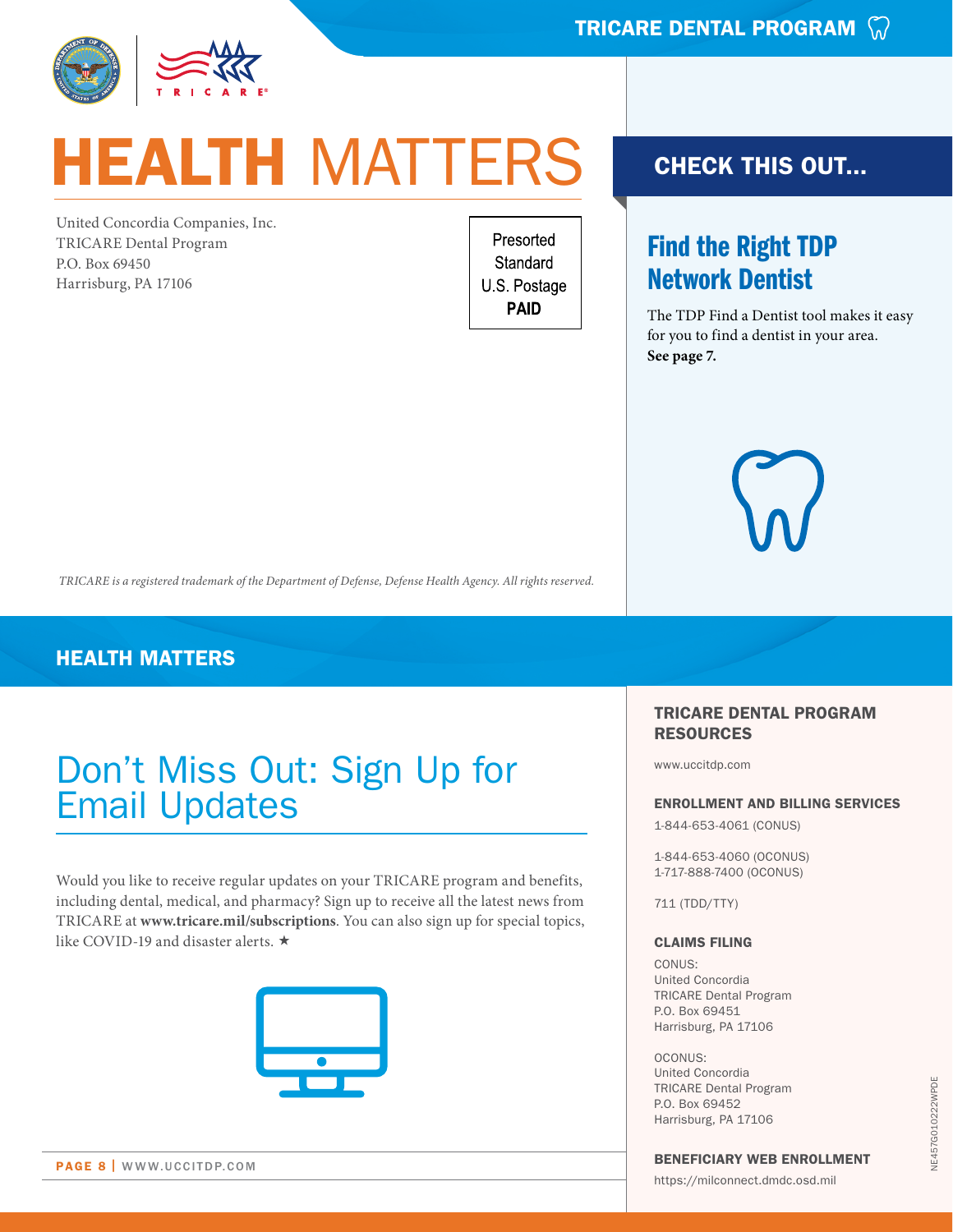# HEALTH MATTERS

United Concordia Companies, Inc.
TRICARE Dental Program
P.O. Box 69450
Harrisburg, PA 17106

Presorted
Standard
U.S. Postage
**PAID**

## CHECK THIS OUT...

### Find the Right TDP Network Dentist

The TDP Find a Dentist tool makes it easy for you to find a dentist in your area. **See page 7.**

*TRICARE is a registered trademark of the Department of Defense, Defense Health Agency. All rights reserved.*

## HEALTH MATTERS

### Don't Miss Out: Sign Up for Email Updates

Would you like to receive regular updates on your TRICARE program and benefits, including dental, medical, and pharmacy? Sign up to receive all the latest news from TRICARE at **www.tricare.mil/subscriptions**. You can also sign up for special topics, like COVID-19 and disaster alerts. ★

### TRICARE DENTAL PROGRAM RESOURCES

www.uccitdp.com

**ENROLLMENT AND BILLING SERVICES**

1-844-653-4061 (CONUS)

1-844-653-4060 (OCONUS)
1-717-888-7400 (OCONUS)

711 (TDD/TTY)

**CLAIMS FILING**

CONUS:
United Concordia
TRICARE Dental Program
P.O. Box 69451
Harrisburg, PA 17106

OCONUS:
United Concordia
TRICARE Dental Program
P.O. Box 69452
Harrisburg, PA 17106

**BENEFICIARY WEB ENROLLMENT**

https://milconnect.dmdc.osd.mil

NE457G010222WPDE